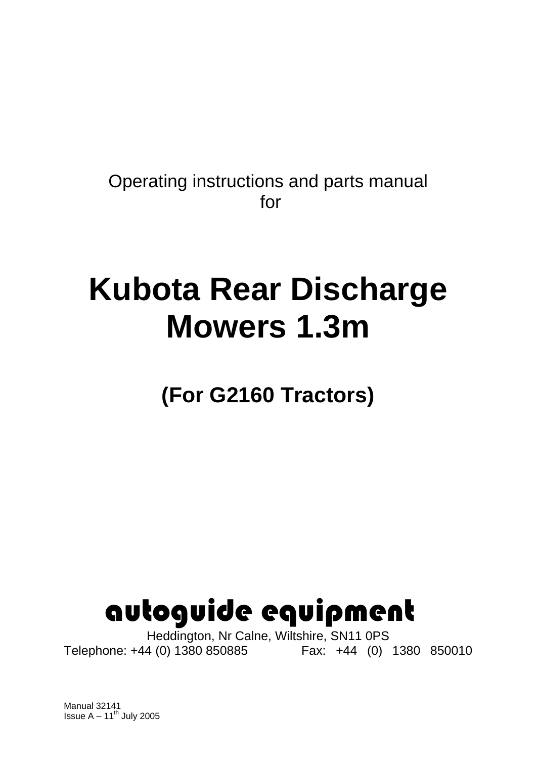Operating instructions and parts manual
for

# Kubota Rear Discharge Mowers 1.3m

## (For G2160 Tractors)

**autoguide equipment**

Heddington, Nr Calne, Wiltshire, SN11 0PS
Telephone: +44 (0) 1380 850885 Fax: +44 (0) 1380 850010

Manual 32141
Issue A – 11th July 2005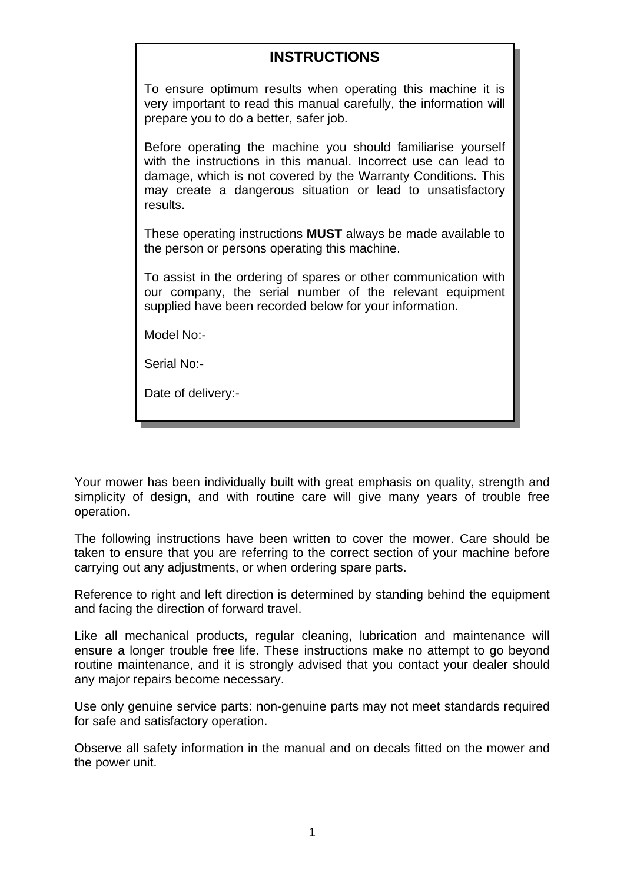## INSTRUCTIONS

To ensure optimum results when operating this machine it is very important to read this manual carefully, the information will prepare you to do a better, safer job.

Before operating the machine you should familiarise yourself with the instructions in this manual. Incorrect use can lead to damage, which is not covered by the Warranty Conditions. This may create a dangerous situation or lead to unsatisfactory results.

These operating instructions **MUST** always be made available to the person or persons operating this machine.

To assist in the ordering of spares or other communication with our company, the serial number of the relevant equipment supplied have been recorded below for your information.

Model No:-

Serial No:-

Date of delivery:-

Your mower has been individually built with great emphasis on quality, strength and simplicity of design, and with routine care will give many years of trouble free operation.

The following instructions have been written to cover the mower. Care should be taken to ensure that you are referring to the correct section of your machine before carrying out any adjustments, or when ordering spare parts.

Reference to right and left direction is determined by standing behind the equipment and facing the direction of forward travel.

Like all mechanical products, regular cleaning, lubrication and maintenance will ensure a longer trouble free life. These instructions make no attempt to go beyond routine maintenance, and it is strongly advised that you contact your dealer should any major repairs become necessary.

Use only genuine service parts: non-genuine parts may not meet standards required for safe and satisfactory operation.

Observe all safety information in the manual and on decals fitted on the mower and the power unit.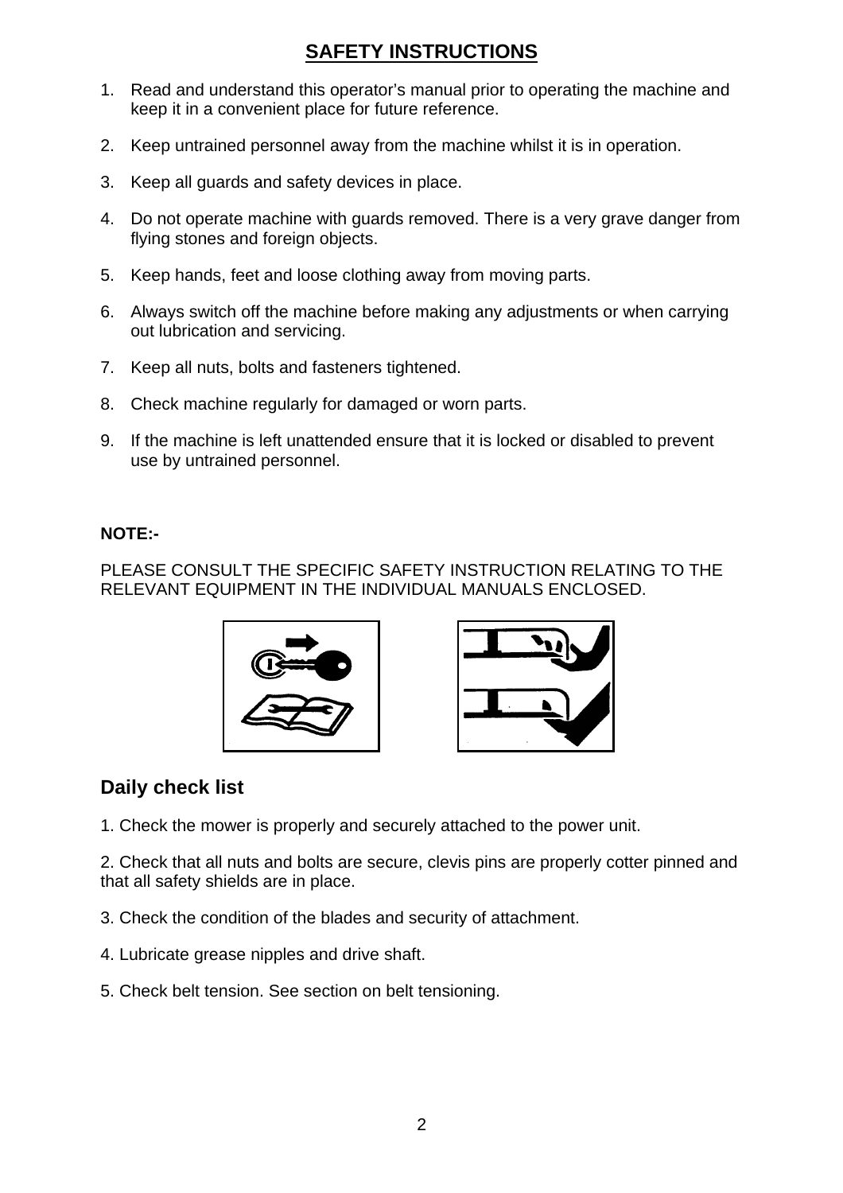# SAFETY INSTRUCTIONS

1. Read and understand this operator's manual prior to operating the machine and keep it in a convenient place for future reference.
2. Keep untrained personnel away from the machine whilst it is in operation.
3. Keep all guards and safety devices in place.
4. Do not operate machine with guards removed. There is a very grave danger from flying stones and foreign objects.
5. Keep hands, feet and loose clothing away from moving parts.
6. Always switch off the machine before making any adjustments or when carrying out lubrication and servicing.
7. Keep all nuts, bolts and fasteners tightened.
8. Check machine regularly for damaged or worn parts.
9. If the machine is left unattended ensure that it is locked or disabled to prevent use by untrained personnel.

**NOTE:-**

PLEASE CONSULT THE SPECIFIC SAFETY INSTRUCTION RELATING TO THE RELEVANT EQUIPMENT IN THE INDIVIDUAL MANUALS ENCLOSED.

## Daily check list

1. Check the mower is properly and securely attached to the power unit.

2. Check that all nuts and bolts are secure, clevis pins are properly cotter pinned and that all safety shields are in place.

3. Check the condition of the blades and security of attachment.

4. Lubricate grease nipples and drive shaft.

5. Check belt tension. See section on belt tensioning.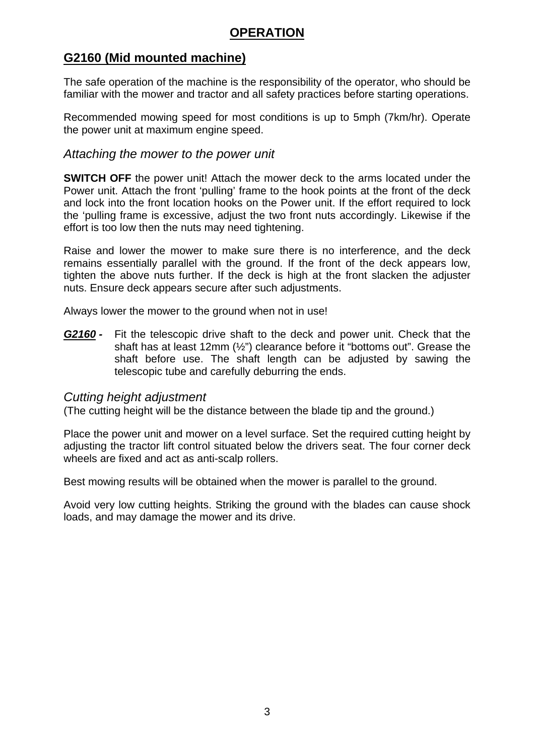# OPERATION

## G2160 (Mid mounted machine)

The safe operation of the machine is the responsibility of the operator, who should be familiar with the mower and tractor and all safety practices before starting operations.

Recommended mowing speed for most conditions is up to 5mph (7km/hr). Operate the power unit at maximum engine speed.

### *Attaching the mower to the power unit*

**SWITCH OFF** the power unit! Attach the mower deck to the arms located under the Power unit. Attach the front 'pulling' frame to the hook points at the front of the deck and lock into the front location hooks on the Power unit. If the effort required to lock the 'pulling frame is excessive, adjust the two front nuts accordingly. Likewise if the effort is too low then the nuts may need tightening.

Raise and lower the mower to make sure there is no interference, and the deck remains essentially parallel with the ground. If the front of the deck appears low, tighten the above nuts further. If the deck is high at the front slacken the adjuster nuts. Ensure deck appears secure after such adjustments.

Always lower the mower to the ground when not in use!

***G2160* -** Fit the telescopic drive shaft to the deck and power unit. Check that the shaft has at least 12mm (½") clearance before it "bottoms out". Grease the shaft before use. The shaft length can be adjusted by sawing the telescopic tube and carefully deburring the ends.

### *Cutting height adjustment*

(The cutting height will be the distance between the blade tip and the ground.)

Place the power unit and mower on a level surface. Set the required cutting height by adjusting the tractor lift control situated below the drivers seat. The four corner deck wheels are fixed and act as anti-scalp rollers.

Best mowing results will be obtained when the mower is parallel to the ground.

Avoid very low cutting heights. Striking the ground with the blades can cause shock loads, and may damage the mower and its drive.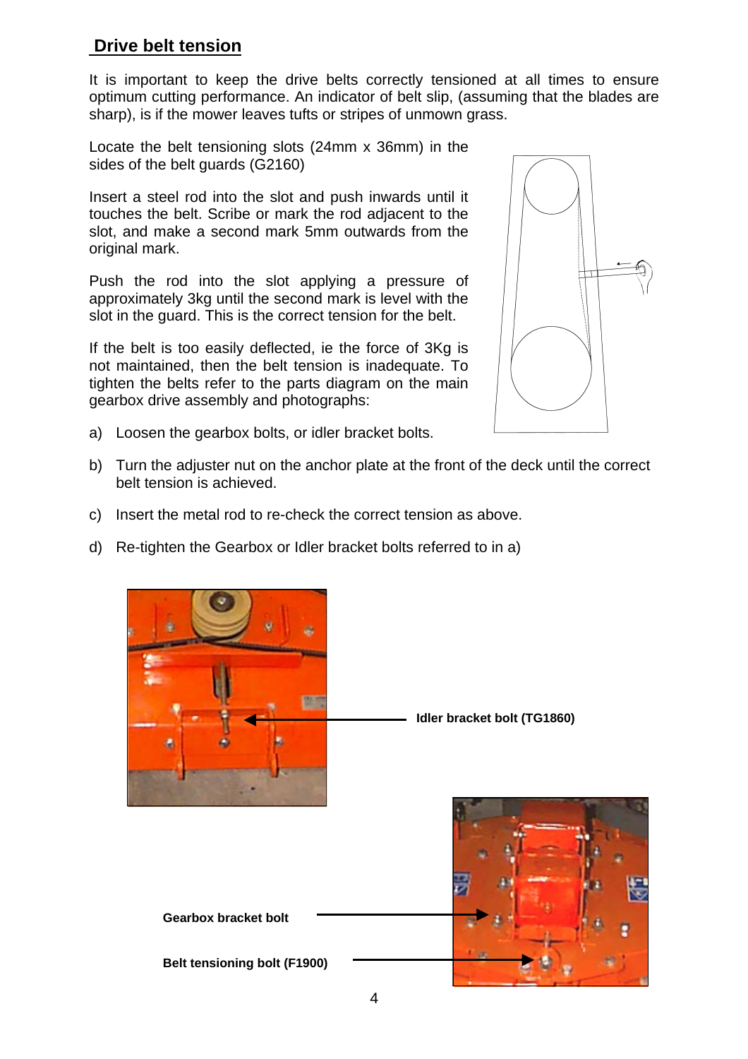## Drive belt tension

It is important to keep the drive belts correctly tensioned at all times to ensure optimum cutting performance. An indicator of belt slip, (assuming that the blades are sharp), is if the mower leaves tufts or stripes of unmown grass.

Locate the belt tensioning slots (24mm x 36mm) in the sides of the belt guards (G2160)

Insert a steel rod into the slot and push inwards until it touches the belt. Scribe or mark the rod adjacent to the slot, and make a second mark 5mm outwards from the original mark.

Push the rod into the slot applying a pressure of approximately 3kg until the second mark is level with the slot in the guard. This is the correct tension for the belt.

If the belt is too easily deflected, ie the force of 3Kg is not maintained, then the belt tension is inadequate. To tighten the belts refer to the parts diagram on the main gearbox drive assembly and photographs:

a) Loosen the gearbox bolts, or idler bracket bolts.

b) Turn the adjuster nut on the anchor plate at the front of the deck until the correct belt tension is achieved.

c) Insert the metal rod to re-check the correct tension as above.

d) Re-tighten the Gearbox or Idler bracket bolts referred to in a)

**Idler bracket bolt (TG1860)**

**Gearbox bracket bolt**

**Belt tensioning bolt (F1900)**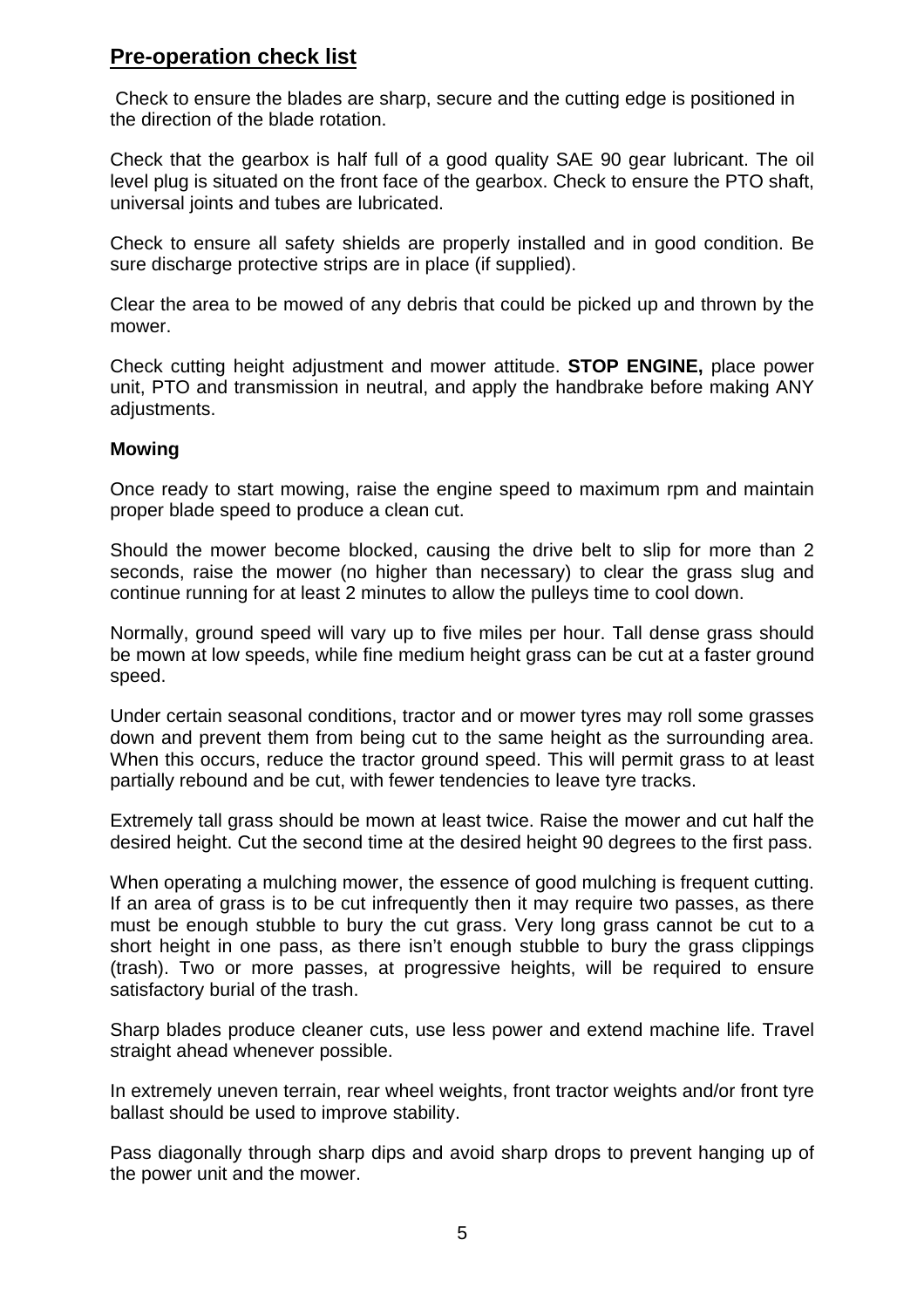## **Pre-operation check list**

Check to ensure the blades are sharp, secure and the cutting edge is positioned in the direction of the blade rotation.

Check that the gearbox is half full of a good quality SAE 90 gear lubricant. The oil level plug is situated on the front face of the gearbox. Check to ensure the PTO shaft, universal joints and tubes are lubricated.

Check to ensure all safety shields are properly installed and in good condition. Be sure discharge protective strips are in place (if supplied).

Clear the area to be mowed of any debris that could be picked up and thrown by the mower.

Check cutting height adjustment and mower attitude. **STOP ENGINE,** place power unit, PTO and transmission in neutral, and apply the handbrake before making ANY adjustments.

### **Mowing**

Once ready to start mowing, raise the engine speed to maximum rpm and maintain proper blade speed to produce a clean cut.

Should the mower become blocked, causing the drive belt to slip for more than 2 seconds, raise the mower (no higher than necessary) to clear the grass slug and continue running for at least 2 minutes to allow the pulleys time to cool down.

Normally, ground speed will vary up to five miles per hour. Tall dense grass should be mown at low speeds, while fine medium height grass can be cut at a faster ground speed.

Under certain seasonal conditions, tractor and or mower tyres may roll some grasses down and prevent them from being cut to the same height as the surrounding area. When this occurs, reduce the tractor ground speed. This will permit grass to at least partially rebound and be cut, with fewer tendencies to leave tyre tracks.

Extremely tall grass should be mown at least twice. Raise the mower and cut half the desired height. Cut the second time at the desired height 90 degrees to the first pass.

When operating a mulching mower, the essence of good mulching is frequent cutting. If an area of grass is to be cut infrequently then it may require two passes, as there must be enough stubble to bury the cut grass. Very long grass cannot be cut to a short height in one pass, as there isn't enough stubble to bury the grass clippings (trash). Two or more passes, at progressive heights, will be required to ensure satisfactory burial of the trash.

Sharp blades produce cleaner cuts, use less power and extend machine life. Travel straight ahead whenever possible.

In extremely uneven terrain, rear wheel weights, front tractor weights and/or front tyre ballast should be used to improve stability.

Pass diagonally through sharp dips and avoid sharp drops to prevent hanging up of the power unit and the mower.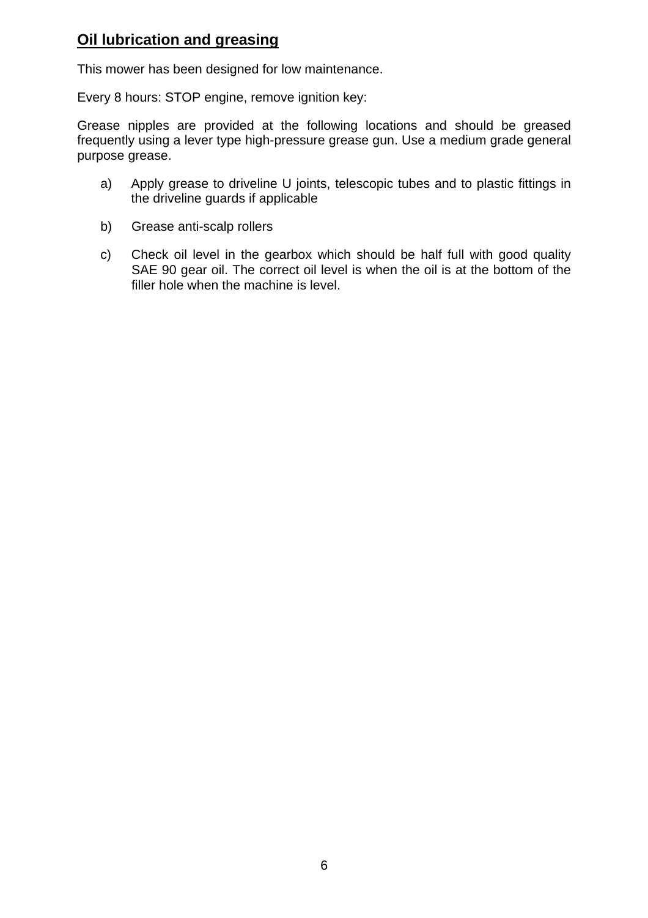## **Oil lubrication and greasing**

This mower has been designed for low maintenance.

Every 8 hours: STOP engine, remove ignition key:

Grease nipples are provided at the following locations and should be greased frequently using a lever type high-pressure grease gun. Use a medium grade general purpose grease.

a) Apply grease to driveline U joints, telescopic tubes and to plastic fittings in the driveline guards if applicable

b) Grease anti-scalp rollers

c) Check oil level in the gearbox which should be half full with good quality SAE 90 gear oil. The correct oil level is when the oil is at the bottom of the filler hole when the machine is level.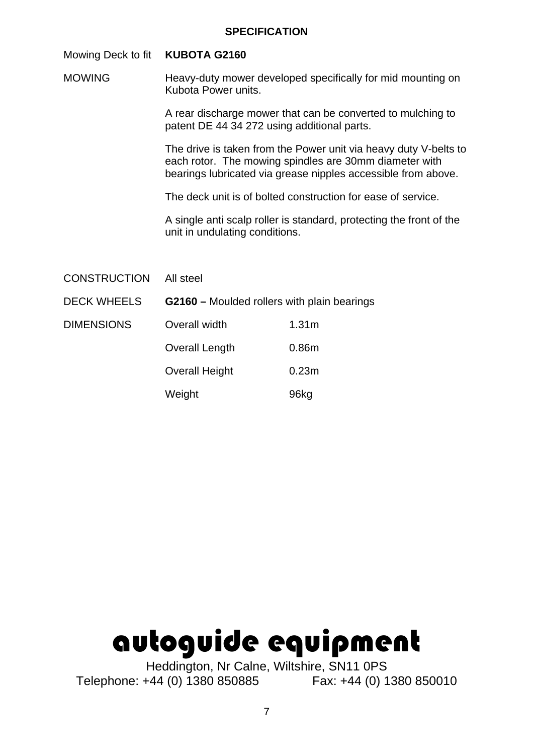# SPECIFICATION

| | |
|---|---|
| Mowing Deck to fit | **KUBOTA G2160** |
| MOWING | Heavy-duty mower developed specifically for mid mounting on Kubota Power units. |
| | A rear discharge mower that can be converted to mulching to patent DE 44 34 272 using additional parts. |
| | The drive is taken from the Power unit via heavy duty V-belts to each rotor. The mowing spindles are 30mm diameter with bearings lubricated via grease nipples accessible from above. |
| | The deck unit is of bolted construction for ease of service. |
| | A single anti scalp roller is standard, protecting the front of the unit in undulating conditions. |

| | | |
|---|---|---|
| CONSTRUCTION | All steel | |
| DECK WHEELS | **G2160 –** Moulded rollers with plain bearings | |
| DIMENSIONS | Overall width | 1.31m |
| | Overall Length | 0.86m |
| | Overall Height | 0.23m |
| | Weight | 96kg |

**autoguide equipment**

Heddington, Nr Calne, Wiltshire, SN11 0PS

Telephone: +44 (0) 1380 850885 Fax: +44 (0) 1380 850010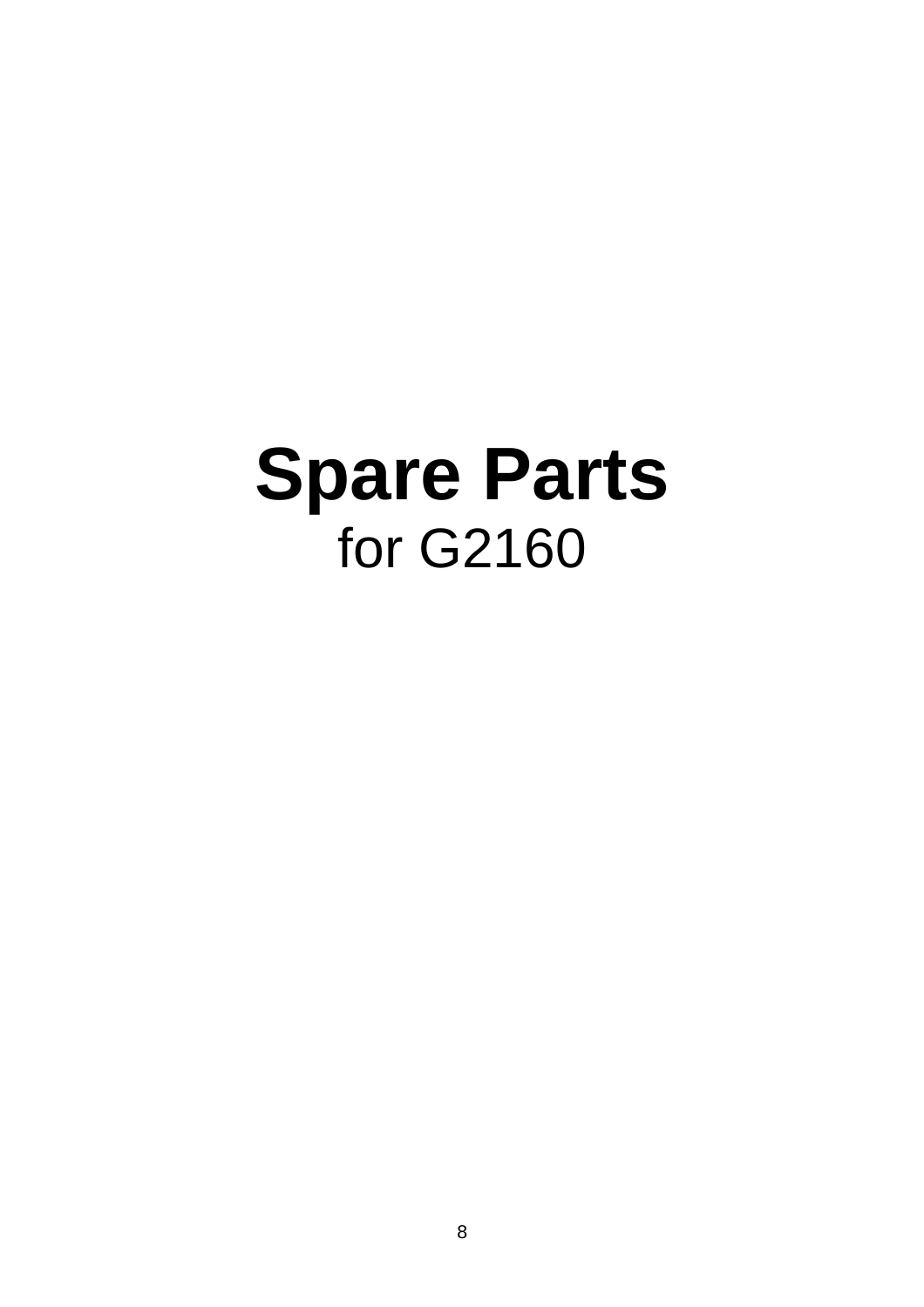# Spare Parts

for G2160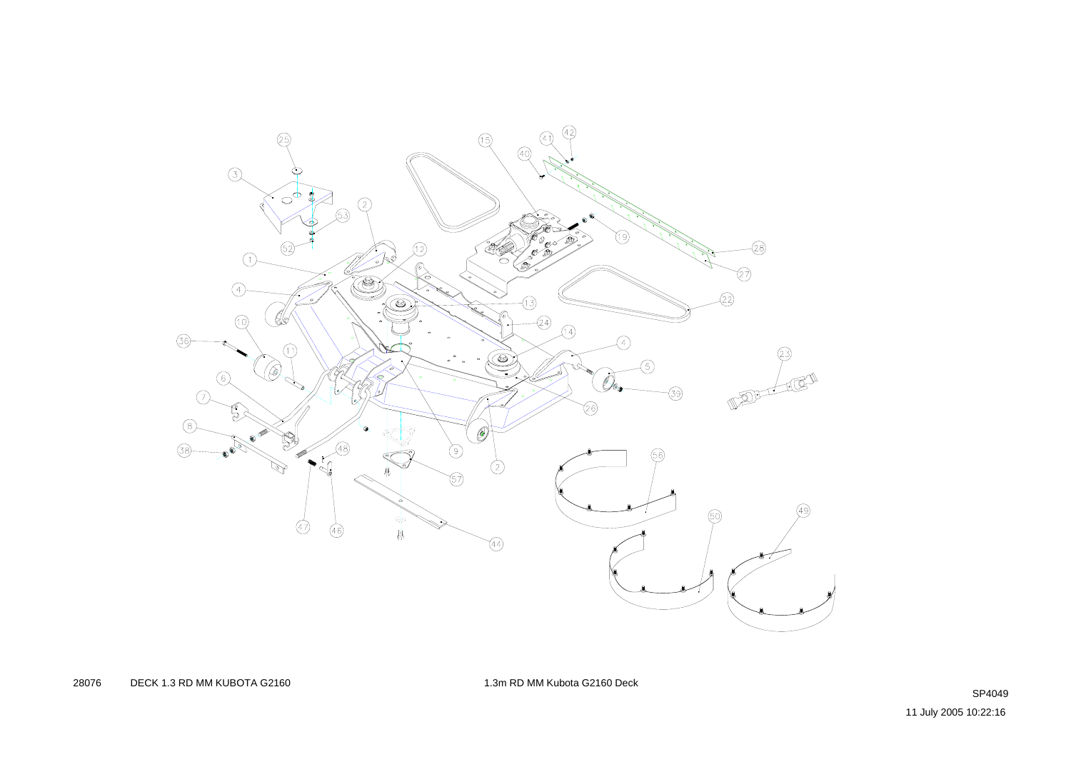25
3
53
52
2
1
12
4
10
36
11
6
7
8
38
15
41
42
40
19
28
27
22
13
24
14
4
5
39
23
26
9
2
57
46
47
46
44
56
50
49

28076 DECK 1.3 RD MM KUBOTA G2160

1.3m RD MM Kubota G2160 Deck

SP4049

11 July 2005 10:22:16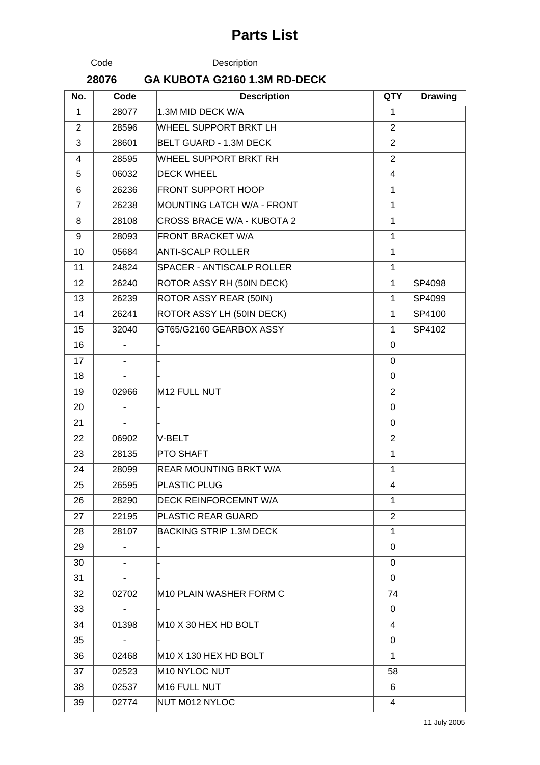# Parts List

| Code | Description |
|---|---|
| **28076** | **GA KUBOTA G2160 1.3M RD-DECK** |

| No. | Code | Description | QTY | Drawing |
|---|---|---|---|---|
| 1 | 28077 | 1.3M MID DECK W/A | 1 | |
| 2 | 28596 | WHEEL SUPPORT BRKT LH | 2 | |
| 3 | 28601 | BELT GUARD - 1.3M DECK | 2 | |
| 4 | 28595 | WHEEL SUPPORT BRKT RH | 2 | |
| 5 | 06032 | DECK WHEEL | 4 | |
| 6 | 26236 | FRONT SUPPORT HOOP | 1 | |
| 7 | 26238 | MOUNTING LATCH W/A - FRONT | 1 | |
| 8 | 28108 | CROSS BRACE W/A - KUBOTA 2 | 1 | |
| 9 | 28093 | FRONT BRACKET W/A | 1 | |
| 10 | 05684 | ANTI-SCALP ROLLER | 1 | |
| 11 | 24824 | SPACER - ANTISCALP ROLLER | 1 | |
| 12 | 26240 | ROTOR ASSY RH (50IN DECK) | 1 | SP4098 |
| 13 | 26239 | ROTOR ASSY REAR (50IN) | 1 | SP4099 |
| 14 | 26241 | ROTOR ASSY LH (50IN DECK) | 1 | SP4100 |
| 15 | 32040 | GT65/G2160 GEARBOX ASSY | 1 | SP4102 |
| 16 | - | - | 0 | |
| 17 | - | - | 0 | |
| 18 | - | - | 0 | |
| 19 | 02966 | M12 FULL NUT | 2 | |
| 20 | - | - | 0 | |
| 21 | - | - | 0 | |
| 22 | 06902 | V-BELT | 2 | |
| 23 | 28135 | PTO SHAFT | 1 | |
| 24 | 28099 | REAR MOUNTING BRKT W/A | 1 | |
| 25 | 26595 | PLASTIC PLUG | 4 | |
| 26 | 28290 | DECK REINFORCEMNT W/A | 1 | |
| 27 | 22195 | PLASTIC REAR GUARD | 2 | |
| 28 | 28107 | BACKING STRIP 1.3M DECK | 1 | |
| 29 | - | - | 0 | |
| 30 | - | - | 0 | |
| 31 | - | - | 0 | |
| 32 | 02702 | M10 PLAIN WASHER FORM C | 74 | |
| 33 | - | - | 0 | |
| 34 | 01398 | M10 X 30 HEX HD BOLT | 4 | |
| 35 | - | - | 0 | |
| 36 | 02468 | M10 X 130 HEX HD BOLT | 1 | |
| 37 | 02523 | M10 NYLOC NUT | 58 | |
| 38 | 02537 | M16 FULL NUT | 6 | |
| 39 | 02774 | NUT M012 NYLOC | 4 | |

11 July 2005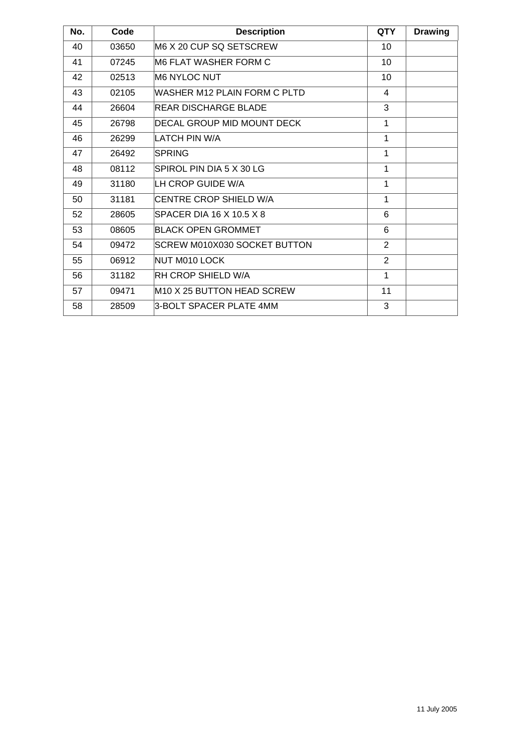| No. | Code | Description | QTY | Drawing |
| --- | --- | --- | --- | --- |
| 40 | 03650 | M6 X 20 CUP SQ SETSCREW | 10 | |
| 41 | 07245 | M6 FLAT WASHER FORM C | 10 | |
| 42 | 02513 | M6 NYLOC NUT | 10 | |
| 43 | 02105 | WASHER M12 PLAIN FORM C PLTD | 4 | |
| 44 | 26604 | REAR DISCHARGE BLADE | 3 | |
| 45 | 26798 | DECAL GROUP MID MOUNT DECK | 1 | |
| 46 | 26299 | LATCH PIN W/A | 1 | |
| 47 | 26492 | SPRING | 1 | |
| 48 | 08112 | SPIROL PIN DIA 5 X 30 LG | 1 | |
| 49 | 31180 | LH CROP GUIDE W/A | 1 | |
| 50 | 31181 | CENTRE CROP SHIELD W/A | 1 | |
| 52 | 28605 | SPACER DIA 16 X 10.5 X 8 | 6 | |
| 53 | 08605 | BLACK OPEN GROMMET | 6 | |
| 54 | 09472 | SCREW M010X030 SOCKET BUTTON | 2 | |
| 55 | 06912 | NUT M010 LOCK | 2 | |
| 56 | 31182 | RH CROP SHIELD W/A | 1 | |
| 57 | 09471 | M10 X 25 BUTTON HEAD SCREW | 11 | |
| 58 | 28509 | 3-BOLT SPACER PLATE 4MM | 3 | |

11 July 2005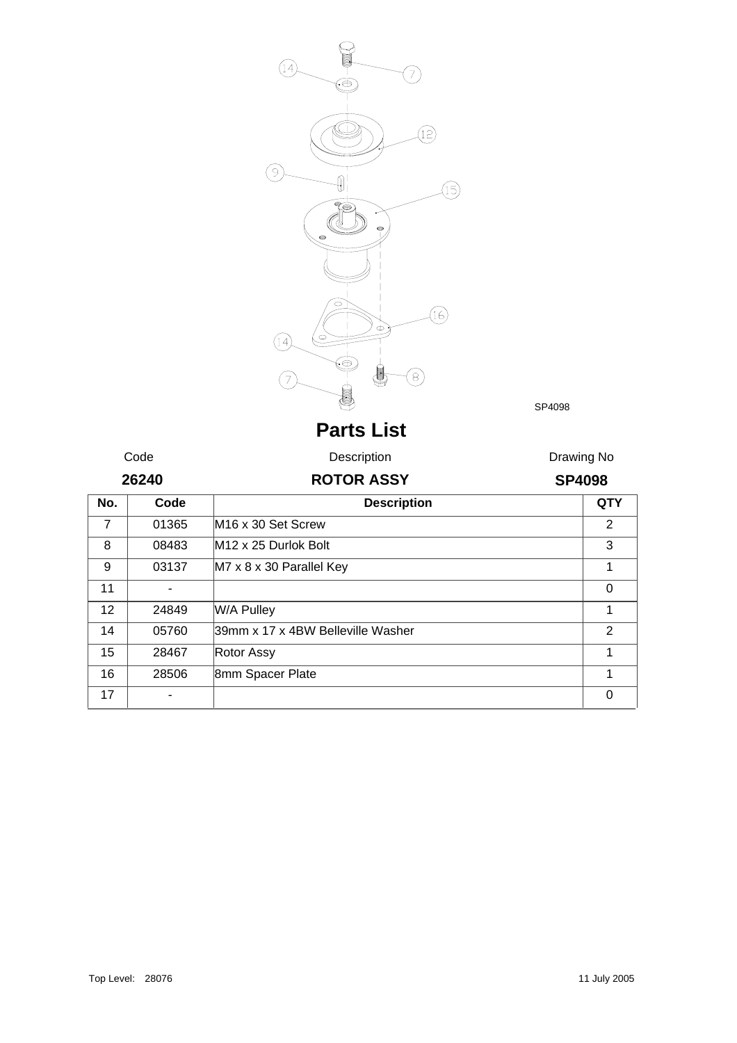SP4098

# Parts List

| Code | Description | Drawing No |
|---|---|---|
| **26240** | **ROTOR ASSY** | **SP4098** |

| No. | Code | Description | QTY |
|---|---|---|---|
| 7 | 01365 | M16 x 30 Set Screw | 2 |
| 8 | 08483 | M12 x 25 Durlok Bolt | 3 |
| 9 | 03137 | M7 x 8 x 30 Parallel Key | 1 |
| 11 | - | | 0 |
| 12 | 24849 | W/A Pulley | 1 |
| 14 | 05760 | 39mm x 17 x 4BW Belleville Washer | 2 |
| 15 | 28467 | Rotor Assy | 1 |
| 16 | 28506 | 8mm Spacer Plate | 1 |
| 17 | - | | 0 |

Top Level: 28076

11 July 2005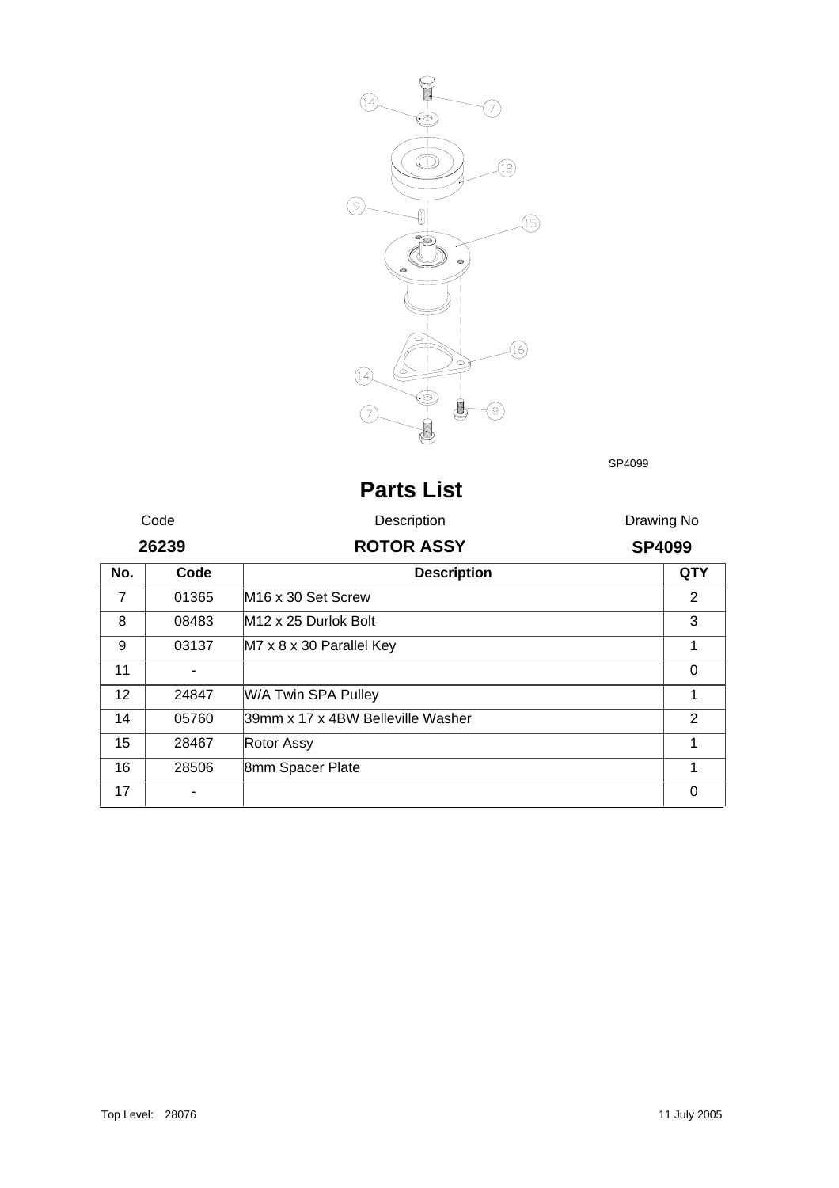SP4099

# Parts List

| Code | Description | Drawing No |
|---|---|---|
| **26239** | **ROTOR ASSY** | **SP4099** |

| No. | Code | Description | QTY |
|---|---|---|---|
| 7 | 01365 | M16 x 30 Set Screw | 2 |
| 8 | 08483 | M12 x 25 Durlok Bolt | 3 |
| 9 | 03137 | M7 x 8 x 30 Parallel Key | 1 |
| 11 | - | | 0 |
| 12 | 24847 | W/A Twin SPA Pulley | 1 |
| 14 | 05760 | 39mm x 17 x 4BW Belleville Washer | 2 |
| 15 | 28467 | Rotor Assy | 1 |
| 16 | 28506 | 8mm Spacer Plate | 1 |
| 17 | - | | 0 |

Top Level: 28076

11 July 2005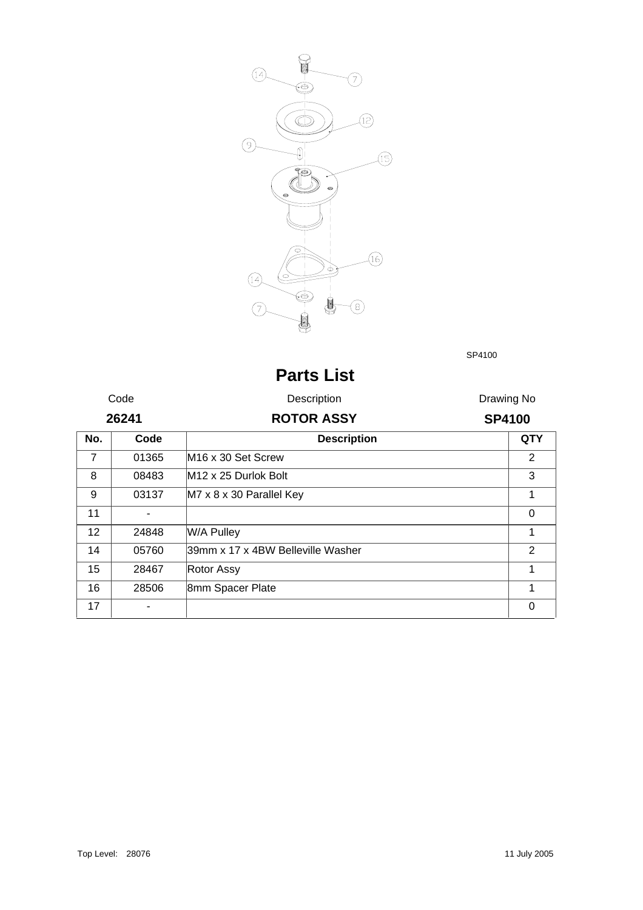SP4100

# Parts List

| Code | Description | Drawing No |
|---|---|---|
| **26241** | **ROTOR ASSY** | **SP4100** |

| No. | Code | Description | QTY |
|---|---|---|---|
| 7 | 01365 | M16 x 30 Set Screw | 2 |
| 8 | 08483 | M12 x 25 Durlok Bolt | 3 |
| 9 | 03137 | M7 x 8 x 30 Parallel Key | 1 |
| 11 | - | | 0 |
| 12 | 24848 | W/A Pulley | 1 |
| 14 | 05760 | 39mm x 17 x 4BW Belleville Washer | 2 |
| 15 | 28467 | Rotor Assy | 1 |
| 16 | 28506 | 8mm Spacer Plate | 1 |
| 17 | - | | 0 |

Top Level: 28076

11 July 2005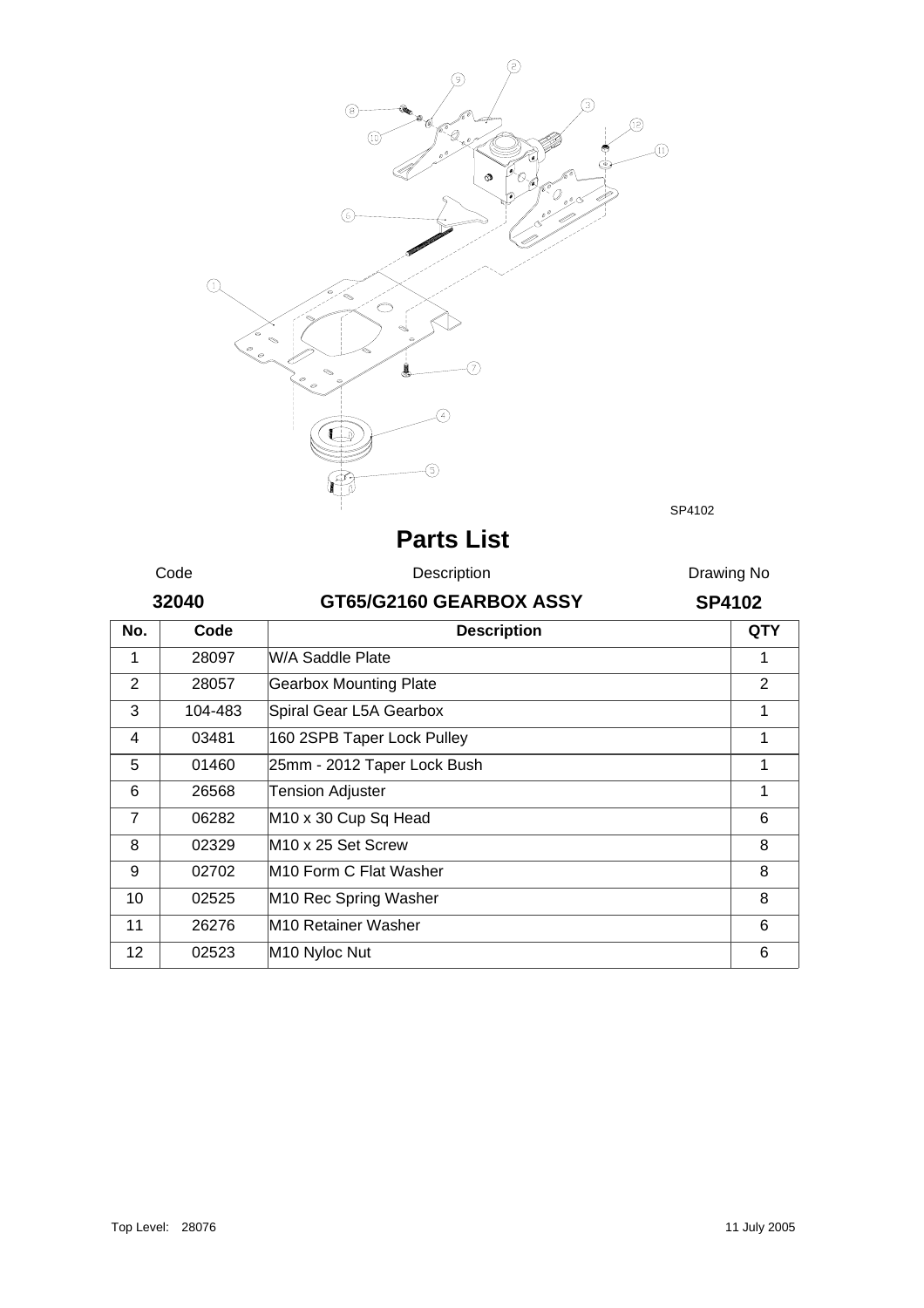SP4102

# Parts List

| Code | Description | Drawing No |
|---|---|---|
| **32040** | **GT65/G2160 GEARBOX ASSY** | **SP4102** |

| No. | Code | Description | QTY |
|---|---|---|---|
| 1 | 28097 | W/A Saddle Plate | 1 |
| 2 | 28057 | Gearbox Mounting Plate | 2 |
| 3 | 104-483 | Spiral Gear L5A Gearbox | 1 |
| 4 | 03481 | 160 2SPB Taper Lock Pulley | 1 |
| 5 | 01460 | 25mm - 2012 Taper Lock Bush | 1 |
| 6 | 26568 | Tension Adjuster | 1 |
| 7 | 06282 | M10 x 30 Cup Sq Head | 6 |
| 8 | 02329 | M10 x 25 Set Screw | 8 |
| 9 | 02702 | M10 Form C Flat Washer | 8 |
| 10 | 02525 | M10 Rec Spring Washer | 8 |
| 11 | 26276 | M10 Retainer Washer | 6 |
| 12 | 02523 | M10 Nyloc Nut | 6 |

Top Level: 28076

11 July 2005